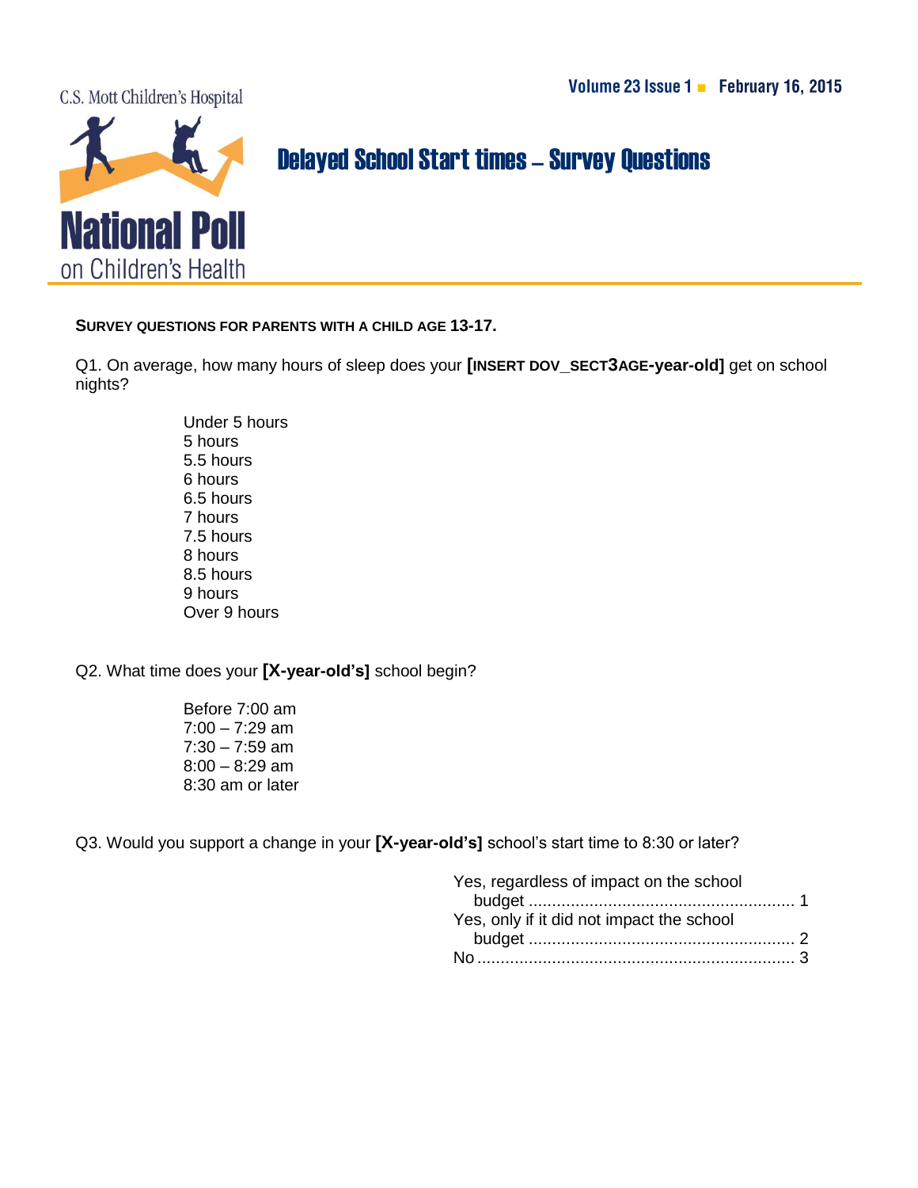C.S. Mott Children's Hospital

**National Poll** on Children's Health

Volume 23 Issue 1 ■ February 16, 2015

# Delayed School Start times – Survey Questions

**SURVEY QUESTIONS FOR PARENTS WITH A CHILD AGE 13-17.**

Q1. On average, how many hours of sleep does your **[INSERT DOV_SECT3AGE-year-old]** get on school nights?

- Under 5 hours
- 5 hours
- 5.5 hours
- 6 hours
- 6.5 hours
- 7 hours
- 7.5 hours
- 8 hours
- 8.5 hours
- 9 hours
- Over 9 hours

Q2. What time does your **[X-year-old's]** school begin?

- Before 7:00 am
- 7:00 – 7:29 am
- 7:30 – 7:59 am
- 8:00 – 8:29 am
- 8:30 am or later

Q3. Would you support a change in your **[X-year-old's]** school's start time to 8:30 or later?

Yes, regardless of impact on the school budget ........................................................ 1
Yes, only if it did not impact the school budget ........................................................ 2
No .................................................................... 3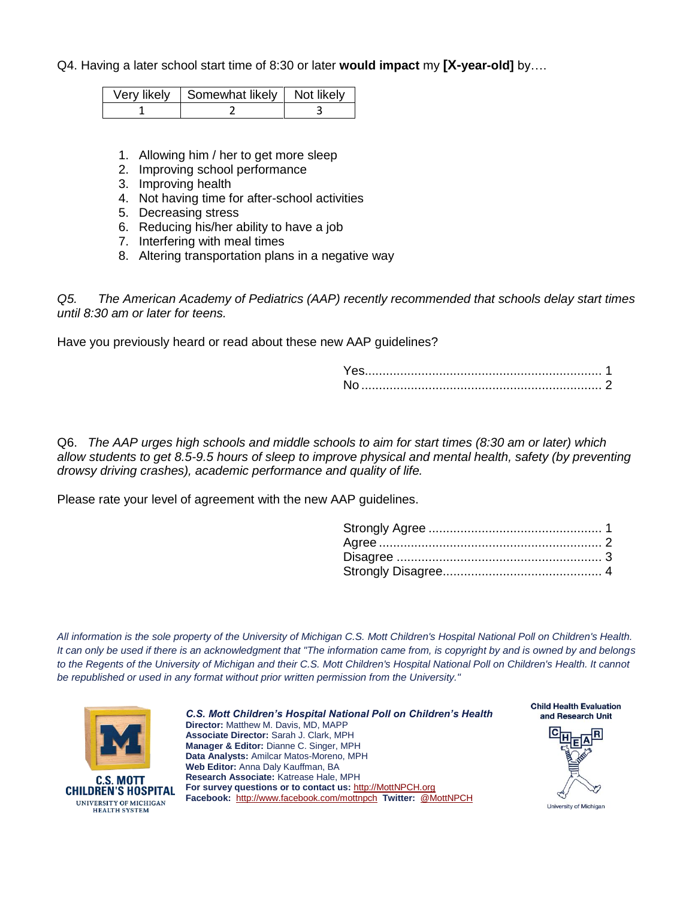Q4. Having a later school start time of 8:30 or later **would impact** my **[X-year-old]** by….

| Very likely | Somewhat likely | Not likely |
|---|---|---|
| 1 | 2 | 3 |

1. Allowing him / her to get more sleep
2. Improving school performance
3. Improving health
4. Not having time for after-school activities
5. Decreasing stress
6. Reducing his/her ability to have a job
7. Interfering with meal times
8. Altering transportation plans in a negative way

*Q5. The American Academy of Pediatrics (AAP) recently recommended that schools delay start times until 8:30 am or later for teens.*

Have you previously heard or read about these new AAP guidelines?

Yes.................................................................... 1
No ..................................................................... 2

Q6. *The AAP urges high schools and middle schools to aim for start times (8:30 am or later) which allow students to get 8.5-9.5 hours of sleep to improve physical and mental health, safety (by preventing drowsy driving crashes), academic performance and quality of life.*

Please rate your level of agreement with the new AAP guidelines.

Strongly Agree ................................................ 1
Agree .............................................................. 2
Disagree .......................................................... 3
Strongly Disagree............................................ 4

*All information is the sole property of the University of Michigan C.S. Mott Children's Hospital National Poll on Children's Health. It can only be used if there is an acknowledgment that "The information came from, is copyright by and is owned by and belongs to the Regents of the University of Michigan and their C.S. Mott Children's Hospital National Poll on Children's Health. It cannot be republished or used in any format without prior written permission from the University."*

C.S. MOTT CHILDREN'S HOSPITAL
UNIVERSITY OF MICHIGAN HEALTH SYSTEM

***C.S. Mott Children's Hospital National Poll on Children's Health***
**Director:** Matthew M. Davis, MD, MAPP
**Associate Director:** Sarah J. Clark, MPH
**Manager & Editor:** Dianne C. Singer, MPH
**Data Analysts:** Amilcar Matos-Moreno, MPH
**Web Editor:** Anna Daly Kauffman, BA
**Research Associate:** Katrease Hale, MPH
**For survey questions or to contact us:** http://MottNPCH.org
**Facebook:** http://www.facebook.com/mottnpch **Twitter:** @MottNPCH

Child Health Evaluation and Research Unit
CHEAR
University of Michigan